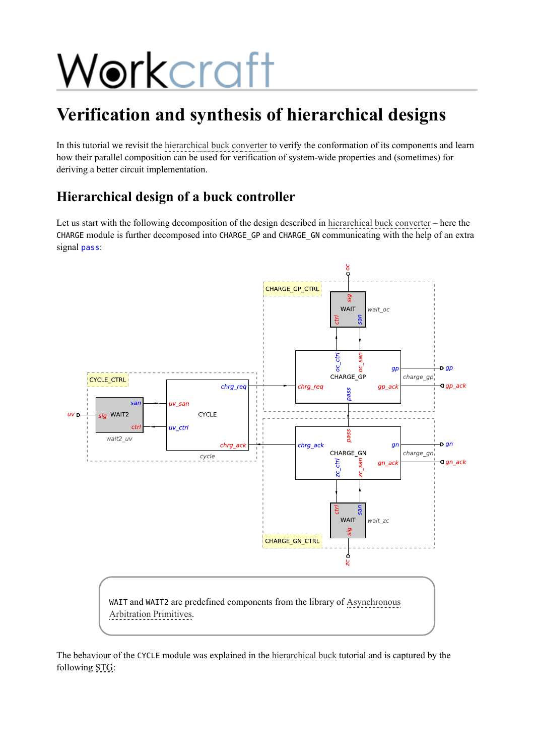# Workcraft

## Verification and synthesis of hierarchical designs

In this tutorial we revisit the hierarchical buck converter to verify the conformation of its components and learn how their parallel composition can be used for verification of system-wide properties and (sometimes) for deriving a better circuit implementation.

### Hierarchical design of a buck controller

Let us start with the following decomposition of the design described in hierarchical buck converter – here the `CHARGE` module is further decomposed into `CHARGE_GP` and `CHARGE_GN` communicating with the help of an extra signal `pass`:

> `WAIT` and `WAIT2` are predefined components from the library of Asynchronous Arbitration Primitives.

The behaviour of the `CYCLE` module was explained in the hierarchical buck tutorial and is captured by the following STG: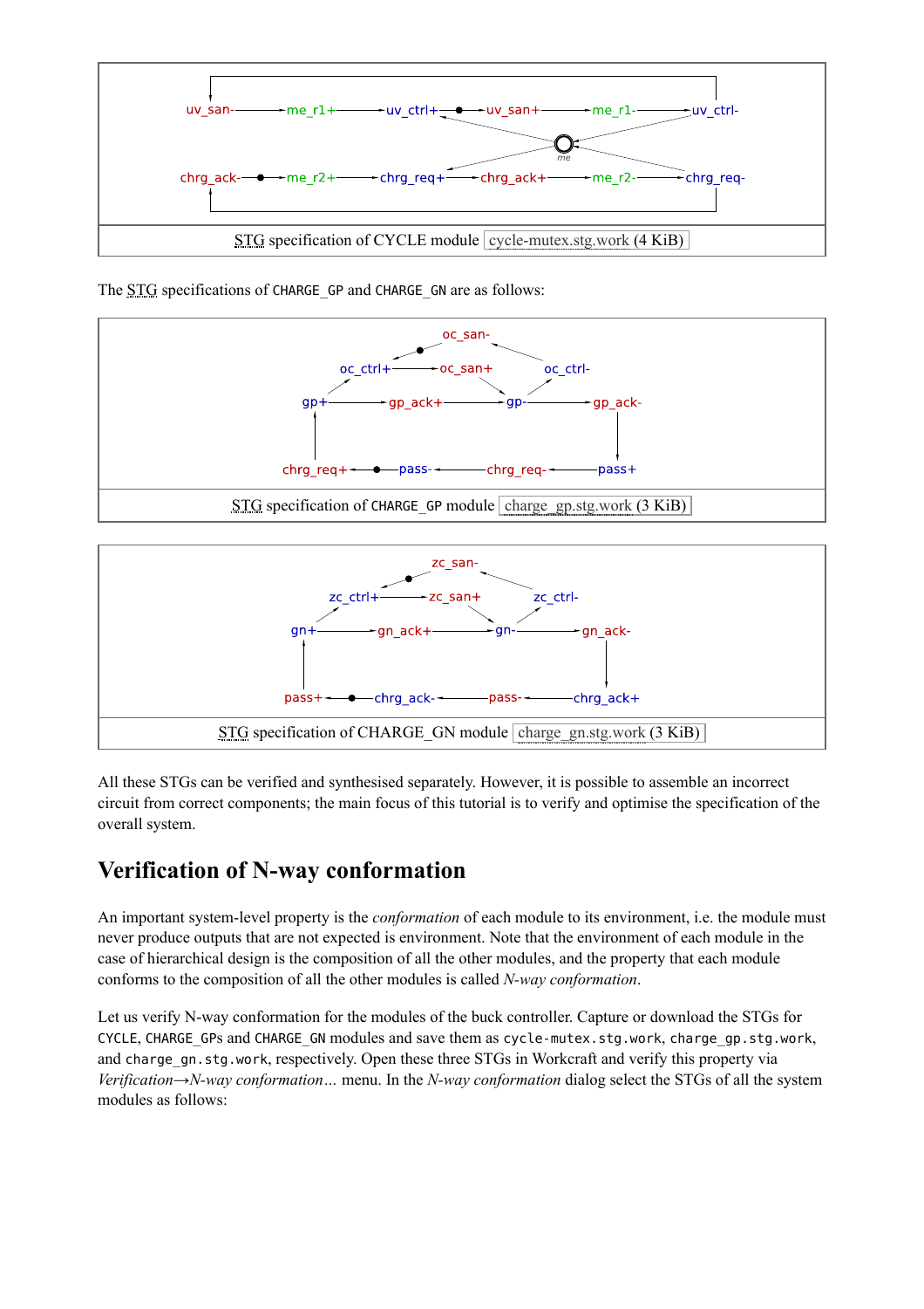STG specification of CYCLE module cycle-mutex.stg.work (4 KiB)

The STG specifications of `CHARGE_GP` and `CHARGE_GN` are as follows:

STG specification of `CHARGE_GP` module charge_gp.stg.work (3 KiB)

STG specification of CHARGE_GN module charge_gn.stg.work (3 KiB)

All these STGs can be verified and synthesised separately. However, it is possible to assemble an incorrect circuit from correct components; the main focus of this tutorial is to verify and optimise the specification of the overall system.

## Verification of N-way conformation

An important system-level property is the *conformation* of each module to its environment, i.e. the module must never produce outputs that are not expected is environment. Note that the environment of each module in the case of hierarchical design is the composition of all the other modules, and the property that each module conforms to the composition of all the other modules is called *N-way conformation*.

Let us verify N-way conformation for the modules of the buck controller. Capture or download the STGs for `CYCLE`, `CHARGE_GP`s and `CHARGE_GN` modules and save them as `cycle-mutex.stg.work`, `charge_gp.stg.work`, and `charge_gn.stg.work`, respectively. Open these three STGs in Workcraft and verify this property via *Verification→N-way conformation…* menu. In the *N-way conformation* dialog select the STGs of all the system modules as follows: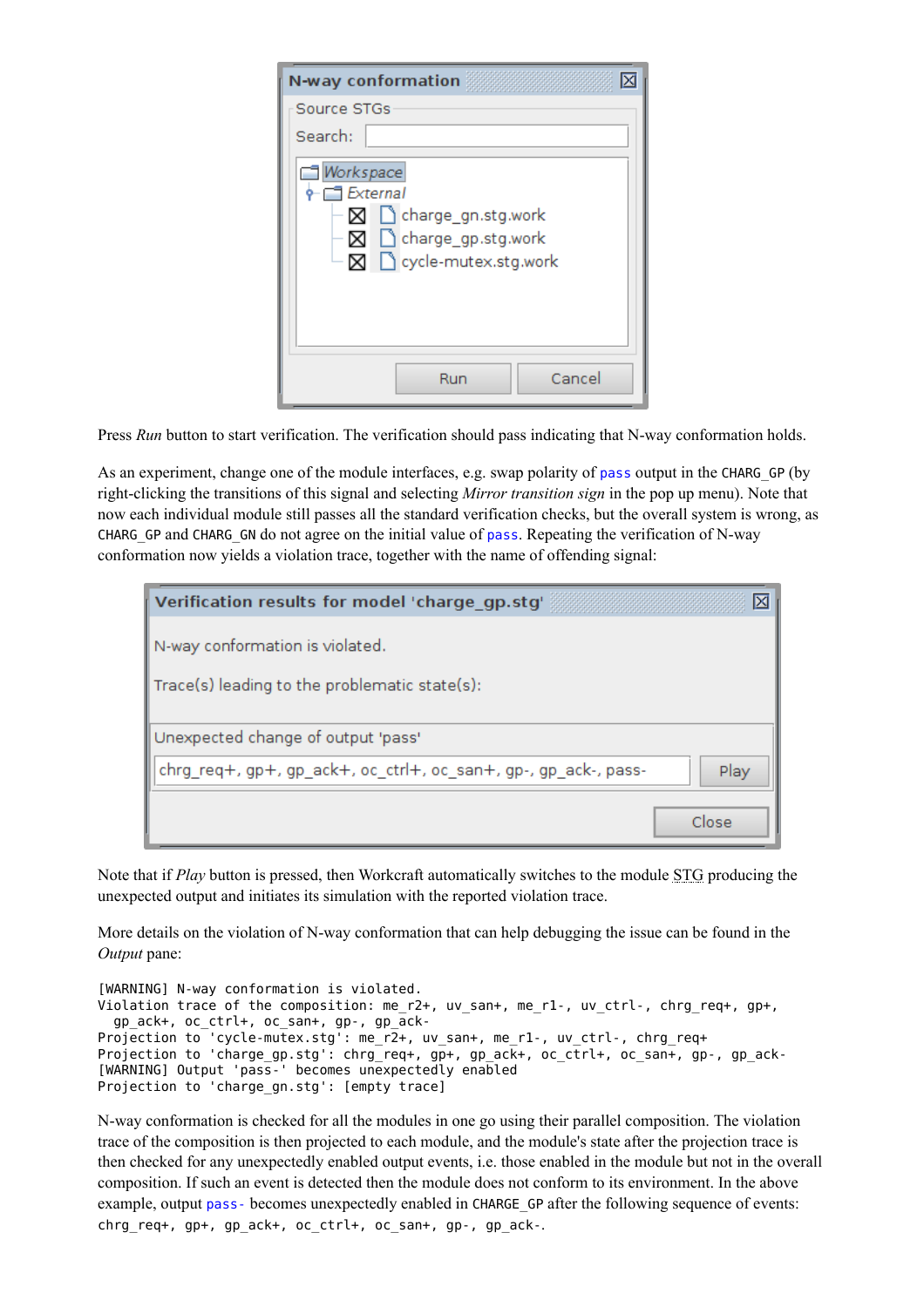Press *Run* button to start verification. The verification should pass indicating that N-way conformation holds.

As an experiment, change one of the module interfaces, e.g. swap polarity of `pass` output in the `CHARG_GP` (by right-clicking the transitions of this signal and selecting *Mirror transition sign* in the pop up menu). Note that now each individual module still passes all the standard verification checks, but the overall system is wrong, as `CHARG_GP` and `CHARG_GN` do not agree on the initial value of `pass`. Repeating the verification of N-way conformation now yields a violation trace, together with the name of offending signal:

Note that if *Play* button is pressed, then Workcraft automatically switches to the module STG producing the unexpected output and initiates its simulation with the reported violation trace.

More details on the violation of N-way conformation that can help debugging the issue can be found in the *Output* pane:

```
[WARNING] N-way conformation is violated.
Violation trace of the composition: me_r2+, uv_san+, me_r1-, uv_ctrl-, chrg_req+, gp+,
  gp_ack+, oc_ctrl+, oc_san+, gp-, gp_ack-
Projection to 'cycle-mutex.stg': me_r2+, uv_san+, me_r1-, uv_ctrl-, chrg_req+
Projection to 'charge_gp.stg': chrg_req+, gp+, gp_ack+, oc_ctrl+, oc_san+, gp-, gp_ack-
[WARNING] Output 'pass-' becomes unexpectedly enabled
Projection to 'charge_gn.stg': [empty trace]
```

N-way conformation is checked for all the modules in one go using their parallel composition. The violation trace of the composition is then projected to each module, and the module's state after the projection trace is then checked for any unexpectedly enabled output events, i.e. those enabled in the module but not in the overall composition. If such an event is detected then the module does not conform to its environment. In the above example, output `pass-` becomes unexpectedly enabled in `CHARGE_GP` after the following sequence of events: `chrg_req+, gp+, gp_ack+, oc_ctrl+, oc_san+, gp-, gp_ack-`.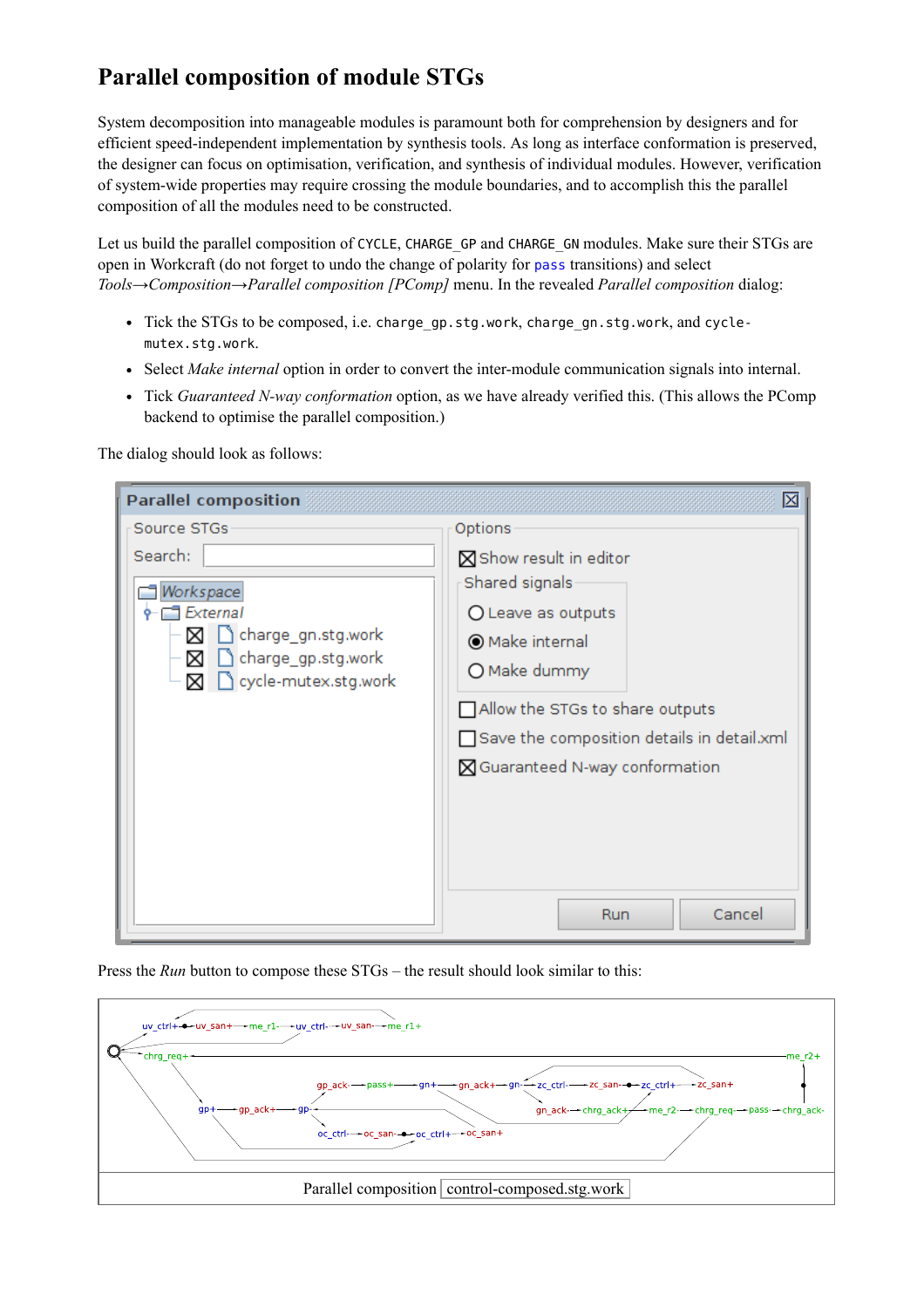# Parallel composition of module STGs

System decomposition into manageable modules is paramount both for comprehension by designers and for efficient speed-independent implementation by synthesis tools. As long as interface conformation is preserved, the designer can focus on optimisation, verification, and synthesis of individual modules. However, verification of system-wide properties may require crossing the module boundaries, and to accomplish this the parallel composition of all the modules need to be constructed.

Let us build the parallel composition of `CYCLE`, `CHARGE_GP` and `CHARGE_GN` modules. Make sure their STGs are open in Workcraft (do not forget to undo the change of polarity for `pass` transitions) and select *Tools→Composition→Parallel composition [PComp]* menu. In the revealed *Parallel composition* dialog:

- Tick the STGs to be composed, i.e. `charge_gp.stg.work`, `charge_gn.stg.work`, and `cycle-mutex.stg.work`.
- Select *Make internal* option in order to convert the inter-module communication signals into internal.
- Tick *Guaranteed N-way conformation* option, as we have already verified this. (This allows the PComp backend to optimise the parallel composition.)

The dialog should look as follows:

Press the *Run* button to compose these STGs – the result should look similar to this:

Parallel composition control-composed.stg.work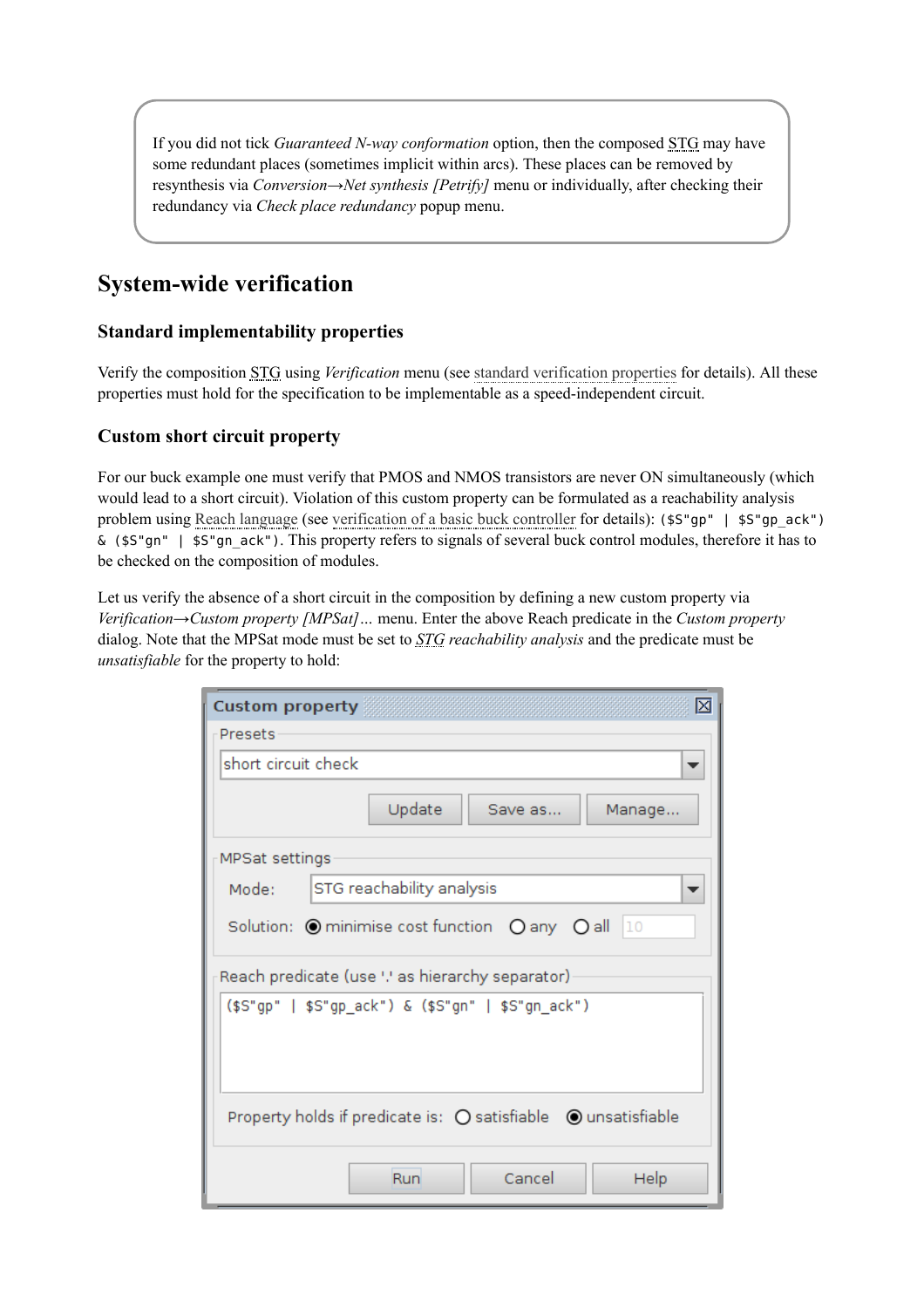> If you did not tick *Guaranteed N-way conformation* option, then the composed STG may have some redundant places (sometimes implicit within arcs). These places can be removed by resynthesis via *Conversion→Net synthesis [Petrify]* menu or individually, after checking their redundancy via *Check place redundancy* popup menu.

## System-wide verification

### Standard implementability properties

Verify the composition STG using *Verification* menu (see standard verification properties for details). All these properties must hold for the specification to be implementable as a speed-independent circuit.

### Custom short circuit property

For our buck example one must verify that PMOS and NMOS transistors are never ON simultaneously (which would lead to a short circuit). Violation of this custom property can be formulated as a reachability analysis problem using Reach language (see verification of a basic buck controller for details): `($S"gp" | $S"gp_ack") & ($S"gn" | $S"gn_ack")`. This property refers to signals of several buck control modules, therefore it has to be checked on the composition of modules.

Let us verify the absence of a short circuit in the composition by defining a new custom property via *Verification→Custom property [MPSat]…* menu. Enter the above Reach predicate in the *Custom property* dialog. Note that the MPSat mode must be set to *STG reachability analysis* and the predicate must be *unsatisfiable* for the property to hold:

**Custom property**

Presets: short circuit check

[Update] [Save as...] [Manage...]

MPSat settings
- Mode: STG reachability analysis
- Solution: (●) minimise cost function ( ) any ( ) all 10

Reach predicate (use '.' as hierarchy separator)

```
($S"gp" | $S"gp_ack") & ($S"gn" | $S"gn_ack")
```

Property holds if predicate is: ( ) satisfiable (●) unsatisfiable

[Run] [Cancel] [Help]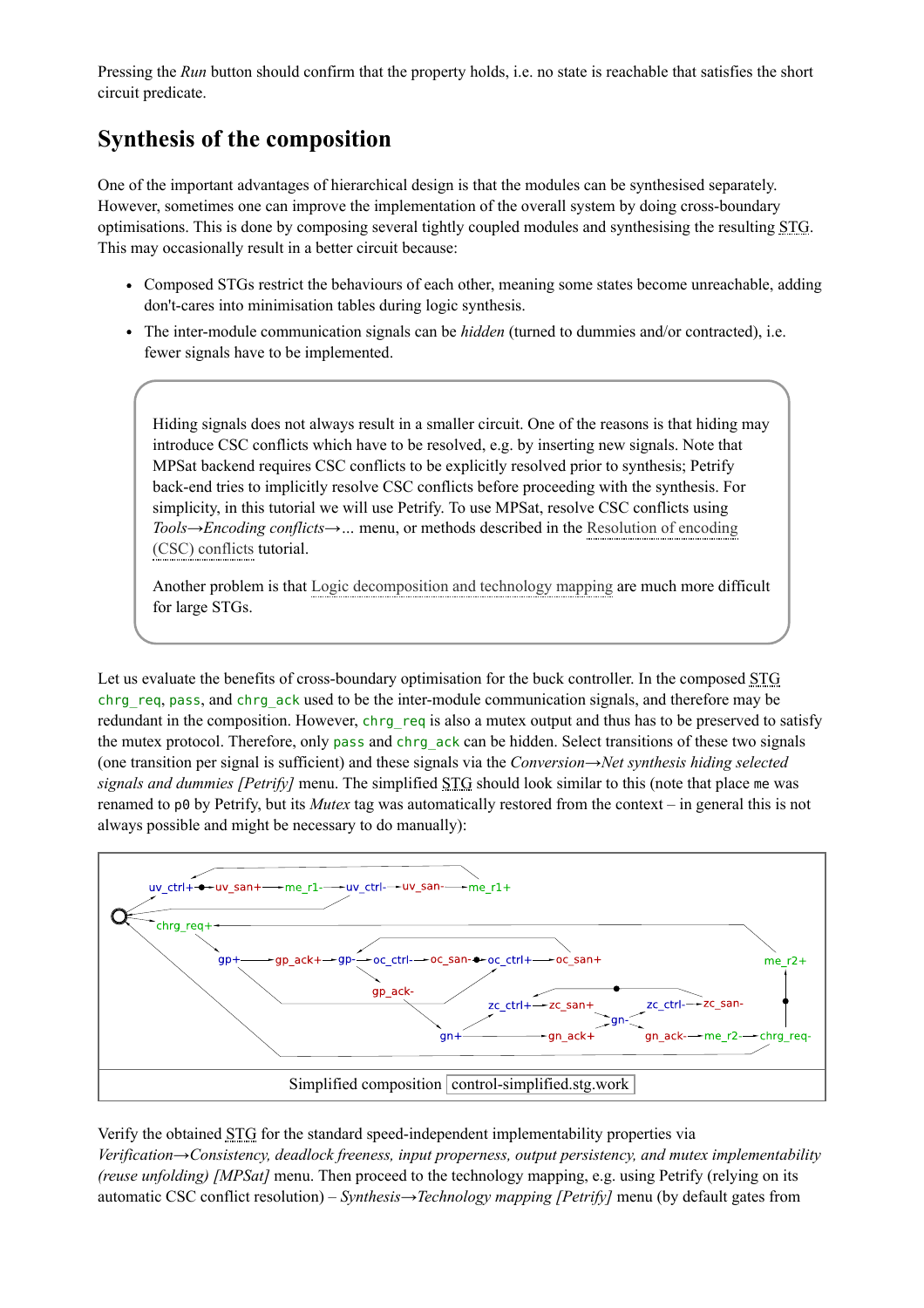Pressing the *Run* button should confirm that the property holds, i.e. no state is reachable that satisfies the short circuit predicate.

## Synthesis of the composition

One of the important advantages of hierarchical design is that the modules can be synthesised separately. However, sometimes one can improve the implementation of the overall system by doing cross-boundary optimisations. This is done by composing several tightly coupled modules and synthesising the resulting STG. This may occasionally result in a better circuit because:

- Composed STGs restrict the behaviours of each other, meaning some states become unreachable, adding don't-cares into minimisation tables during logic synthesis.
- The inter-module communication signals can be *hidden* (turned to dummies and/or contracted), i.e. fewer signals have to be implemented.

> Hiding signals does not always result in a smaller circuit. One of the reasons is that hiding may introduce CSC conflicts which have to be resolved, e.g. by inserting new signals. Note that MPSat backend requires CSC conflicts to be explicitly resolved prior to synthesis; Petrify back-end tries to implicitly resolve CSC conflicts before proceeding with the synthesis. For simplicity, in this tutorial we will use Petrify. To use MPSat, resolve CSC conflicts using *Tools→Encoding conflicts→…* menu, or methods described in the Resolution of encoding (CSC) conflicts tutorial.
>
> Another problem is that Logic decomposition and technology mapping are much more difficult for large STGs.

Let us evaluate the benefits of cross-boundary optimisation for the buck controller. In the composed STG `chrg_req`, `pass`, and `chrg_ack` used to be the inter-module communication signals, and therefore may be redundant in the composition. However, `chrg_req` is also a mutex output and thus has to be preserved to satisfy the mutex protocol. Therefore, only `pass` and `chrg_ack` can be hidden. Select transitions of these two signals (one transition per signal is sufficient) and these signals via the *Conversion→Net synthesis hiding selected signals and dummies [Petrify]* menu. The simplified STG should look similar to this (note that place `me` was renamed to `p0` by Petrify, but its *Mutex* tag was automatically restored from the context – in general this is not always possible and might be necessary to do manually):

Simplified composition control-simplified.stg.work

Verify the obtained STG for the standard speed-independent implementability properties via *Verification→Consistency, deadlock freeness, input properness, output persistency, and mutex implementability (reuse unfolding) [MPSat]* menu. Then proceed to the technology mapping, e.g. using Petrify (relying on its automatic CSC conflict resolution) – *Synthesis→Technology mapping [Petrify]* menu (by default gates from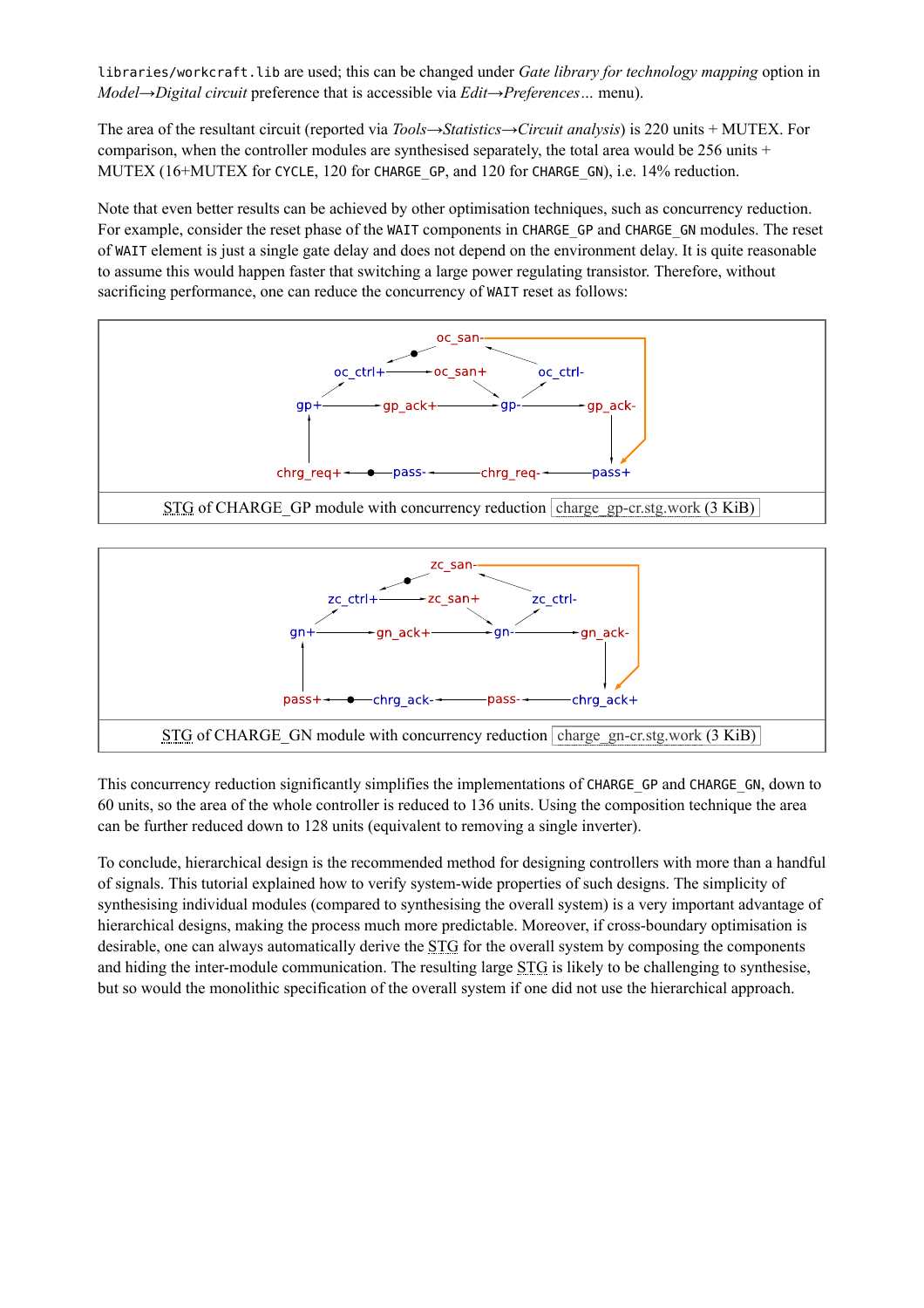libraries/workcraft.lib are used; this can be changed under *Gate library for technology mapping* option in *Model→Digital circuit* preference that is accessible via *Edit→Preferences…* menu).

The area of the resultant circuit (reported via *Tools→Statistics→Circuit analysis*) is 220 units + MUTEX. For comparison, when the controller modules are synthesised separately, the total area would be 256 units + MUTEX (16+MUTEX for CYCLE, 120 for CHARGE_GP, and 120 for CHARGE_GN), i.e. 14% reduction.

Note that even better results can be achieved by other optimisation techniques, such as concurrency reduction. For example, consider the reset phase of the WAIT components in CHARGE_GP and CHARGE_GN modules. The reset of WAIT element is just a single gate delay and does not depend on the environment delay. It is quite reasonable to assume this would happen faster that switching a large power regulating transistor. Therefore, without sacrificing performance, one can reduce the concurrency of WAIT reset as follows:

oc_san-
oc_ctrl+
oc_san+
oc_ctrl-
gp+
gp_ack+
gp-
gp_ack-
chrg_req+
pass-
chrg_req-
pass+

STG of CHARGE_GP module with concurrency reduction charge_gp-cr.stg.work (3 KiB)

zc_san-
zc_ctrl+
zc_san+
zc_ctrl-
gn+
gn_ack+
gn-
gn_ack-
pass+
chrg_ack-
pass-
chrg_ack+

STG of CHARGE_GN module with concurrency reduction charge_gn-cr.stg.work (3 KiB)

This concurrency reduction significantly simplifies the implementations of CHARGE_GP and CHARGE_GN, down to 60 units, so the area of the whole controller is reduced to 136 units. Using the composition technique the area can be further reduced down to 128 units (equivalent to removing a single inverter).

To conclude, hierarchical design is the recommended method for designing controllers with more than a handful of signals. This tutorial explained how to verify system-wide properties of such designs. The simplicity of synthesising individual modules (compared to synthesising the overall system) is a very important advantage of hierarchical designs, making the process much more predictable. Moreover, if cross-boundary optimisation is desirable, one can always automatically derive the STG for the overall system by composing the components and hiding the inter-module communication. The resulting large STG is likely to be challenging to synthesise, but so would the monolithic specification of the overall system if one did not use the hierarchical approach.